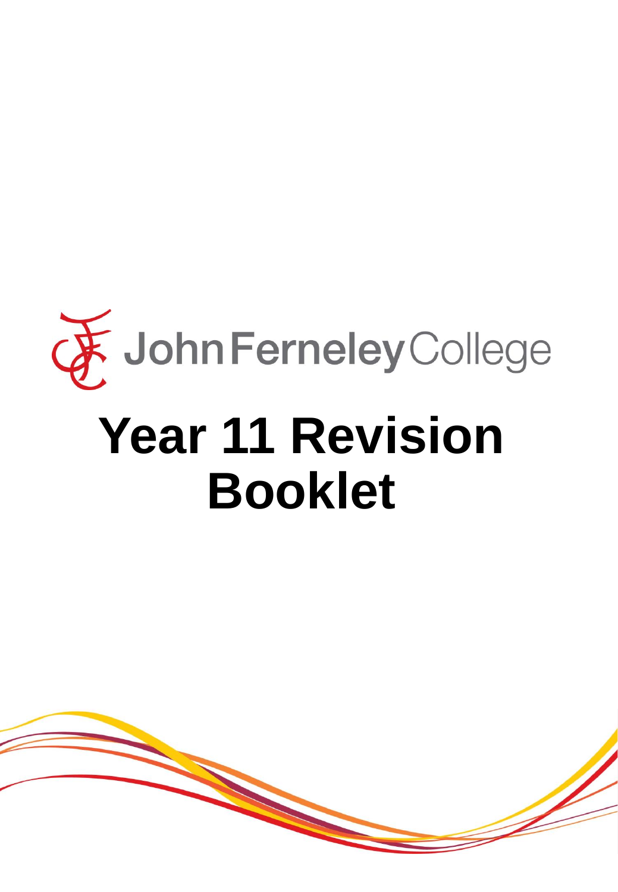John Ferneley College

# Year 11 Revision Booklet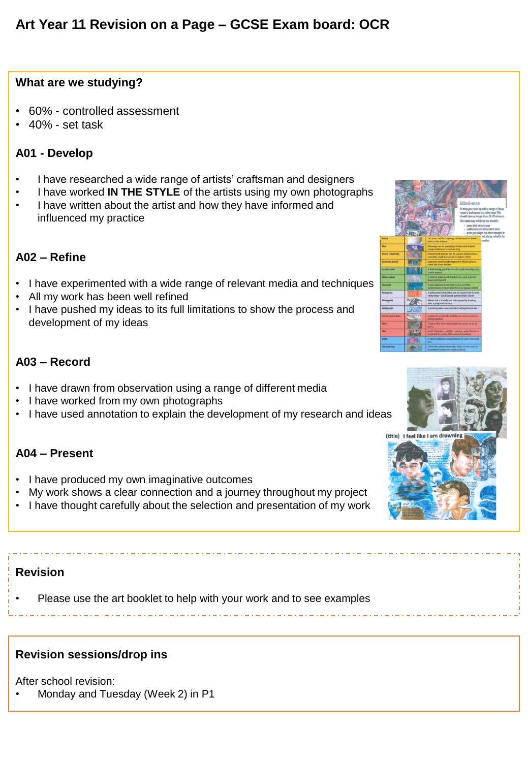# Art Year 11 Revision on a Page – GCSE Exam board: OCR

## What are we studying?

- 60% - controlled assessment
- 40% - set task

### A01 - Develop

- I have researched a wide range of artists' craftsman and designers
- I have worked **IN THE STYLE** of the artists using my own photographs
- I have written about the artist and how they have informed and influenced my practice

### A02 – Refine

- I have experimented with a wide range of relevant media and techniques
- All my work has been well refined
- I have pushed my ideas to its full limitations to show the process and development of my ideas

### A03 – Record

- I have drawn from observation using a range of different media
- I have worked from my own photographs
- I have used annotation to explain the development of my research and ideas

### A04 – Present

- I have produced my own imaginative outcomes
- My work shows a clear connection and a journey throughout my project
- I have thought carefully about the selection and presentation of my work

## Revision

- Please use the art booklet to help with your work and to see examples

## Revision sessions/drop ins

After school revision:

- Monday and Tuesday (Week 2) in P1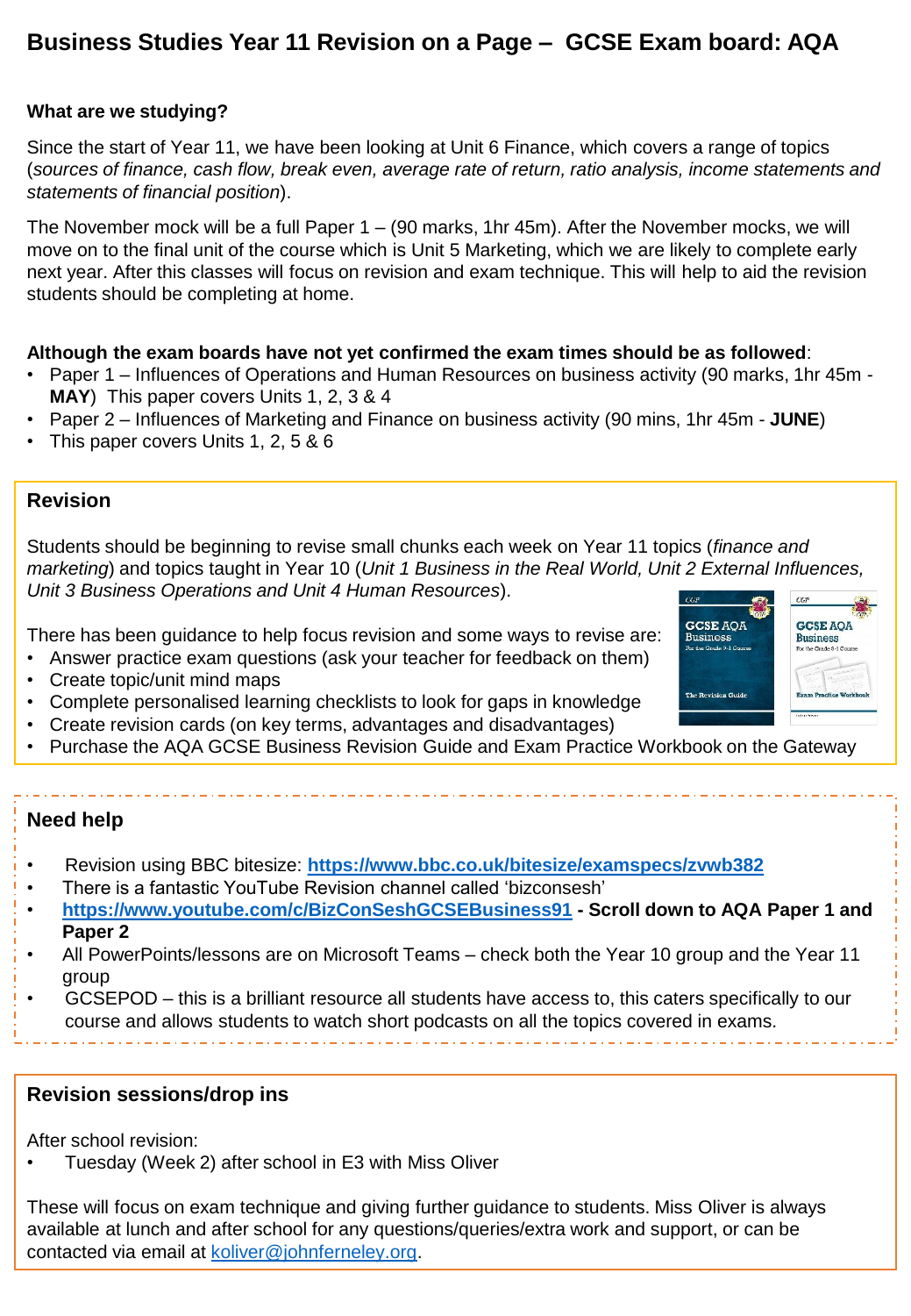# Business Studies Year 11 Revision on a Page – GCSE Exam board: AQA

**What are we studying?**

Since the start of Year 11, we have been looking at Unit 6 Finance, which covers a range of topics (*sources of finance, cash flow, break even, average rate of return, ratio analysis, income statements and statements of financial position*).

The November mock will be a full Paper 1 – (90 marks, 1hr 45m). After the November mocks, we will move on to the final unit of the course which is Unit 5 Marketing, which we are likely to complete early next year. After this classes will focus on revision and exam technique. This will help to aid the revision students should be completing at home.

**Although the exam boards have not yet confirmed the exam times should be as followed**:

- Paper 1 – Influences of Operations and Human Resources on business activity (90 marks, 1hr 45m - **MAY**) This paper covers Units 1, 2, 3 & 4
- Paper 2 – Influences of Marketing and Finance on business activity (90 mins, 1hr 45m - **JUNE**)
- This paper covers Units 1, 2, 5 & 6

## Revision

Students should be beginning to revise small chunks each week on Year 11 topics (*finance and marketing*) and topics taught in Year 10 (*Unit 1 Business in the Real World, Unit 2 External Influences, Unit 3 Business Operations and Unit 4 Human Resources*).

There has been guidance to help focus revision and some ways to revise are:

- Answer practice exam questions (ask your teacher for feedback on them)
- Create topic/unit mind maps
- Complete personalised learning checklists to look for gaps in knowledge
- Create revision cards (on key terms, advantages and disadvantages)
- Purchase the AQA GCSE Business Revision Guide and Exam Practice Workbook on the Gateway

## Need help

- Revision using BBC bitesize: **https://www.bbc.co.uk/bitesize/examspecs/zvwb382**
- There is a fantastic YouTube Revision channel called 'bizconsesh'
- **https://www.youtube.com/c/BizConSeshGCSEBusiness91 - Scroll down to AQA Paper 1 and Paper 2**
- All PowerPoints/lessons are on Microsoft Teams – check both the Year 10 group and the Year 11 group
- GCSEPOD – this is a brilliant resource all students have access to, this caters specifically to our course and allows students to watch short podcasts on all the topics covered in exams.

## Revision sessions/drop ins

After school revision:

- Tuesday (Week 2) after school in E3 with Miss Oliver

These will focus on exam technique and giving further guidance to students. Miss Oliver is always available at lunch and after school for any questions/queries/extra work and support, or can be contacted via email at koliver@johnferneley.org.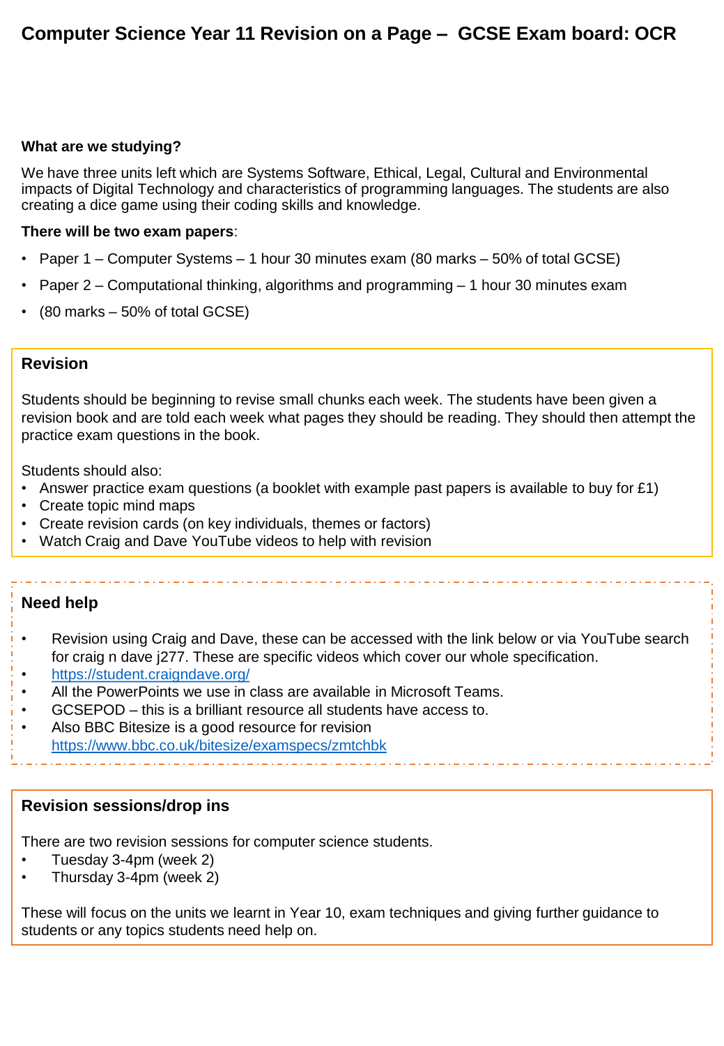# Computer Science Year 11 Revision on a Page – GCSE Exam board: OCR

**What are we studying?**

We have three units left which are Systems Software, Ethical, Legal, Cultural and Environmental impacts of Digital Technology and characteristics of programming languages. The students are also creating a dice game using their coding skills and knowledge.

**There will be two exam papers**:

- Paper 1 – Computer Systems – 1 hour 30 minutes exam (80 marks – 50% of total GCSE)
- Paper 2 – Computational thinking, algorithms and programming – 1 hour 30 minutes exam
- (80 marks – 50% of total GCSE)

## Revision

Students should be beginning to revise small chunks each week. The students have been given a revision book and are told each week what pages they should be reading. They should then attempt the practice exam questions in the book.

Students should also:

- Answer practice exam questions (a booklet with example past papers is available to buy for £1)
- Create topic mind maps
- Create revision cards (on key individuals, themes or factors)
- Watch Craig and Dave YouTube videos to help with revision

## Need help

- Revision using Craig and Dave, these can be accessed with the link below or via YouTube search for craig n dave j277. These are specific videos which cover our whole specification.
- https://student.craigndave.org/
- All the PowerPoints we use in class are available in Microsoft Teams.
- GCSEPOD – this is a brilliant resource all students have access to.
- Also BBC Bitesize is a good resource for revision https://www.bbc.co.uk/bitesize/examspecs/zmtchbk

## Revision sessions/drop ins

There are two revision sessions for computer science students.

- Tuesday 3-4pm (week 2)
- Thursday 3-4pm (week 2)

These will focus on the units we learnt in Year 10, exam techniques and giving further guidance to students or any topics students need help on.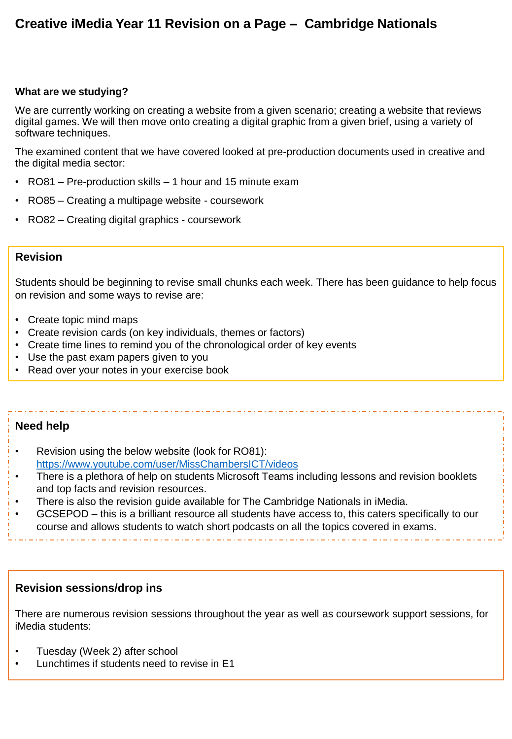# Creative iMedia Year 11 Revision on a Page – Cambridge Nationals

**What are we studying?**

We are currently working on creating a website from a given scenario; creating a website that reviews digital games. We will then move onto creating a digital graphic from a given brief, using a variety of software techniques.

The examined content that we have covered looked at pre-production documents used in creative and the digital media sector:

- RO81 – Pre-production skills – 1 hour and 15 minute exam
- RO85 – Creating a multipage website - coursework
- RO82 – Creating digital graphics - coursework

## Revision

Students should be beginning to revise small chunks each week. There has been guidance to help focus on revision and some ways to revise are:

- Create topic mind maps
- Create revision cards (on key individuals, themes or factors)
- Create time lines to remind you of the chronological order of key events
- Use the past exam papers given to you
- Read over your notes in your exercise book

## Need help

- Revision using the below website (look for RO81): https://www.youtube.com/user/MissChambersICT/videos
- There is a plethora of help on students Microsoft Teams including lessons and revision booklets and top facts and revision resources.
- There is also the revision guide available for The Cambridge Nationals in iMedia.
- GCSEPOD – this is a brilliant resource all students have access to, this caters specifically to our course and allows students to watch short podcasts on all the topics covered in exams.

## Revision sessions/drop ins

There are numerous revision sessions throughout the year as well as coursework support sessions, for iMedia students:

- Tuesday (Week 2) after school
- Lunchtimes if students need to revise in E1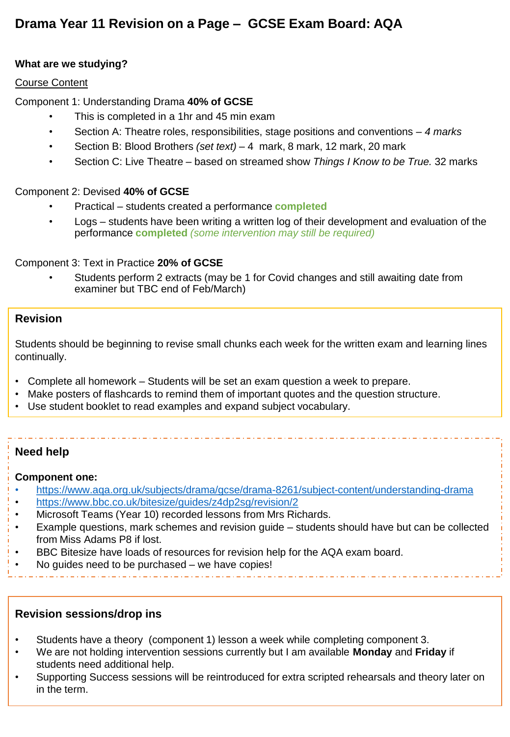# Drama Year 11 Revision on a Page – GCSE Exam Board: AQA

**What are we studying?**

Course Content

Component 1: Understanding Drama **40% of GCSE**

- This is completed in a 1hr and 45 min exam
- Section A: Theatre roles, responsibilities, stage positions and conventions – *4 marks*
- Section B: Blood Brothers *(set text)* – 4 mark, 8 mark, 12 mark, 20 mark
- Section C: Live Theatre – based on streamed show *Things I Know to be True.* 32 marks

Component 2: Devised **40% of GCSE**

- Practical – students created a performance **completed**
- Logs – students have been writing a written log of their development and evaluation of the performance **completed** *(some intervention may still be required)*

Component 3: Text in Practice **20% of GCSE**

- Students perform 2 extracts (may be 1 for Covid changes and still awaiting date from examiner but TBC end of Feb/March)

## Revision

Students should be beginning to revise small chunks each week for the written exam and learning lines continually.

- Complete all homework – Students will be set an exam question a week to prepare.
- Make posters of flashcards to remind them of important quotes and the question structure.
- Use student booklet to read examples and expand subject vocabulary.

## Need help

**Component one:**

- https://www.aqa.org.uk/subjects/drama/gcse/drama-8261/subject-content/understanding-drama
- https://www.bbc.co.uk/bitesize/guides/z4dp2sg/revision/2
- Microsoft Teams (Year 10) recorded lessons from Mrs Richards.
- Example questions, mark schemes and revision guide – students should have but can be collected from Miss Adams P8 if lost.
- BBC Bitesize have loads of resources for revision help for the AQA exam board.
- No guides need to be purchased – we have copies!

## Revision sessions/drop ins

- Students have a theory (component 1) lesson a week while completing component 3.
- We are not holding intervention sessions currently but I am available **Monday** and **Friday** if students need additional help.
- Supporting Success sessions will be reintroduced for extra scripted rehearsals and theory later on in the term.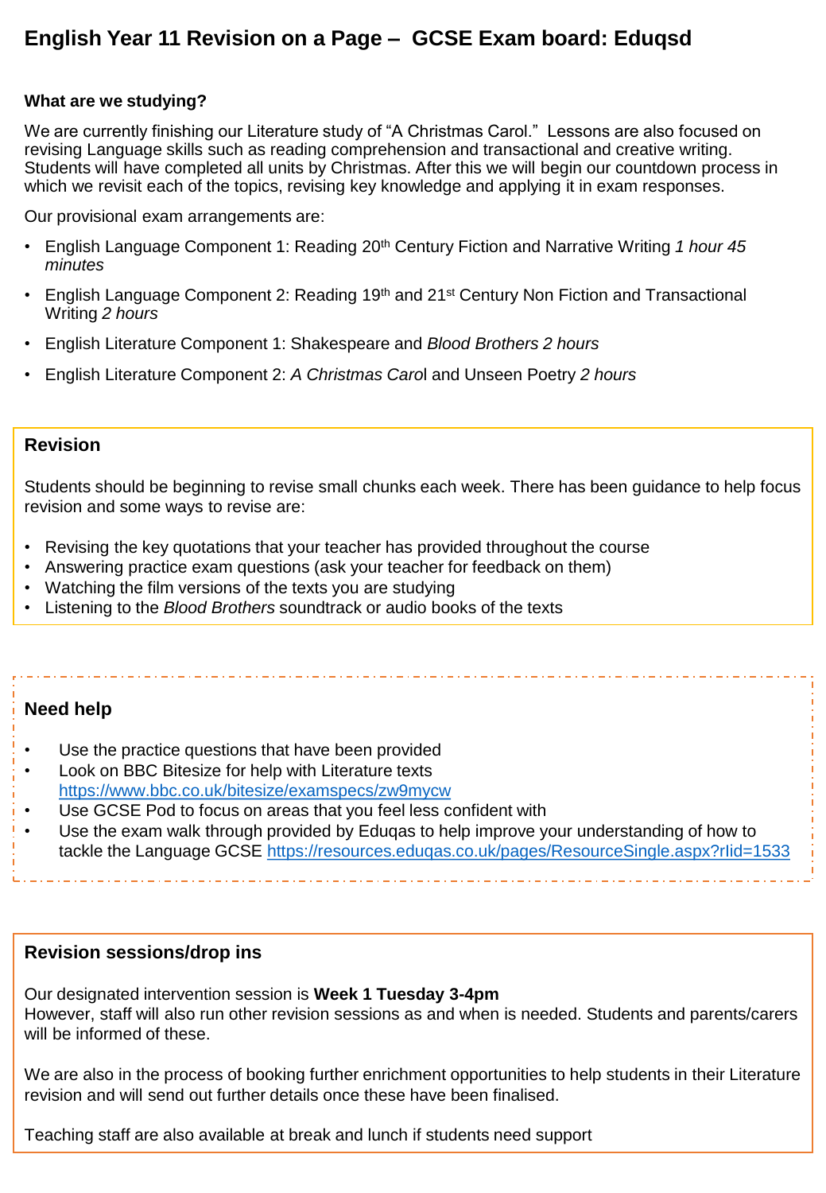# English Year 11 Revision on a Page – GCSE Exam board: Eduqsd

**What are we studying?**

We are currently finishing our Literature study of "A Christmas Carol." Lessons are also focused on revising Language skills such as reading comprehension and transactional and creative writing. Students will have completed all units by Christmas. After this we will begin our countdown process in which we revisit each of the topics, revising key knowledge and applying it in exam responses.

Our provisional exam arrangements are:

- English Language Component 1: Reading 20th Century Fiction and Narrative Writing *1 hour 45 minutes*
- English Language Component 2: Reading 19th and 21st Century Non Fiction and Transactional Writing *2 hours*
- English Literature Component 1: Shakespeare and *Blood Brothers 2 hours*
- English Literature Component 2: *A Christmas Carol* and Unseen Poetry *2 hours*

## Revision

Students should be beginning to revise small chunks each week. There has been guidance to help focus revision and some ways to revise are:

- Revising the key quotations that your teacher has provided throughout the course
- Answering practice exam questions (ask your teacher for feedback on them)
- Watching the film versions of the texts you are studying
- Listening to the *Blood Brothers* soundtrack or audio books of the texts

## Need help

- Use the practice questions that have been provided
- Look on BBC Bitesize for help with Literature texts https://www.bbc.co.uk/bitesize/examspecs/zw9mycw
- Use GCSE Pod to focus on areas that you feel less confident with
- Use the exam walk through provided by Eduqas to help improve your understanding of how to tackle the Language GCSE https://resources.eduqas.co.uk/pages/ResourceSingle.aspx?rIid=1533

## Revision sessions/drop ins

Our designated intervention session is **Week 1 Tuesday 3-4pm**
However, staff will also run other revision sessions as and when is needed. Students and parents/carers will be informed of these.

We are also in the process of booking further enrichment opportunities to help students in their Literature revision and will send out further details once these have been finalised.

Teaching staff are also available at break and lunch if students need support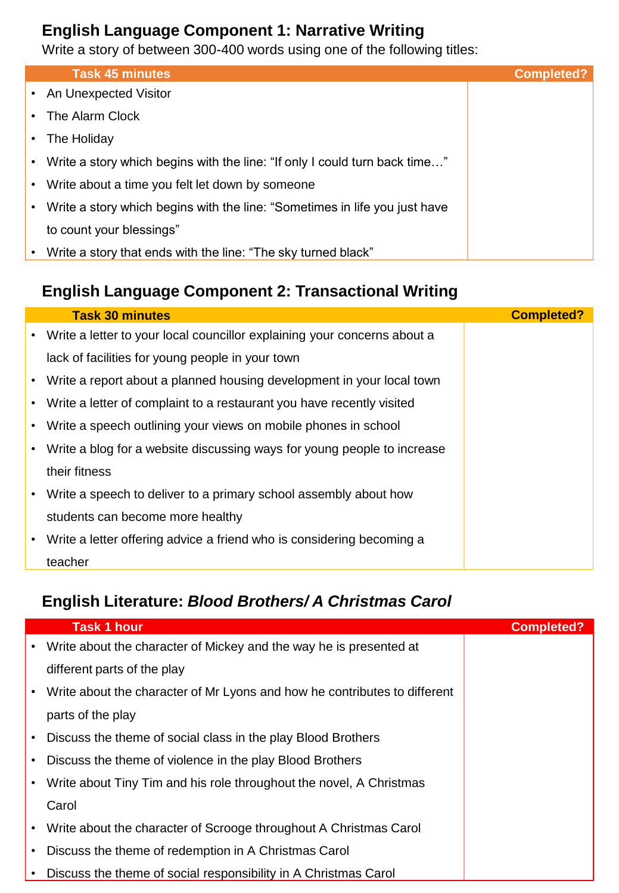## English Language Component 1: Narrative Writing

Write a story of between 300-400 words using one of the following titles:

| Task 45 minutes | Completed? |
| --- | --- |
| • An Unexpected Visitor<br>• The Alarm Clock<br>• The Holiday<br>• Write a story which begins with the line: "If only I could turn back time…"<br>• Write about a time you felt let down by someone<br>• Write a story which begins with the line: "Sometimes in life you just have to count your blessings"<br>• Write a story that ends with the line: "The sky turned black" | |

## English Language Component 2: Transactional Writing

| Task 30 minutes | Completed? |
| --- | --- |
| • Write a letter to your local councillor explaining your concerns about a lack of facilities for young people in your town<br>• Write a report about a planned housing development in your local town<br>• Write a letter of complaint to a restaurant you have recently visited<br>• Write a speech outlining your views on mobile phones in school<br>• Write a blog for a website discussing ways for young people to increase their fitness<br>• Write a speech to deliver to a primary school assembly about how students can become more healthy<br>• Write a letter offering advice a friend who is considering becoming a teacher | |

## English Literature: *Blood Brothers/ A Christmas Carol*

| Task 1 hour | Completed? |
| --- | --- |
| • Write about the character of Mickey and the way he is presented at different parts of the play<br>• Write about the character of Mr Lyons and how he contributes to different parts of the play<br>• Discuss the theme of social class in the play Blood Brothers<br>• Discuss the theme of violence in the play Blood Brothers<br>• Write about Tiny Tim and his role throughout the novel, A Christmas Carol<br>• Write about the character of Scrooge throughout A Christmas Carol<br>• Discuss the theme of redemption in A Christmas Carol<br>• Discuss the theme of social responsibility in A Christmas Carol | |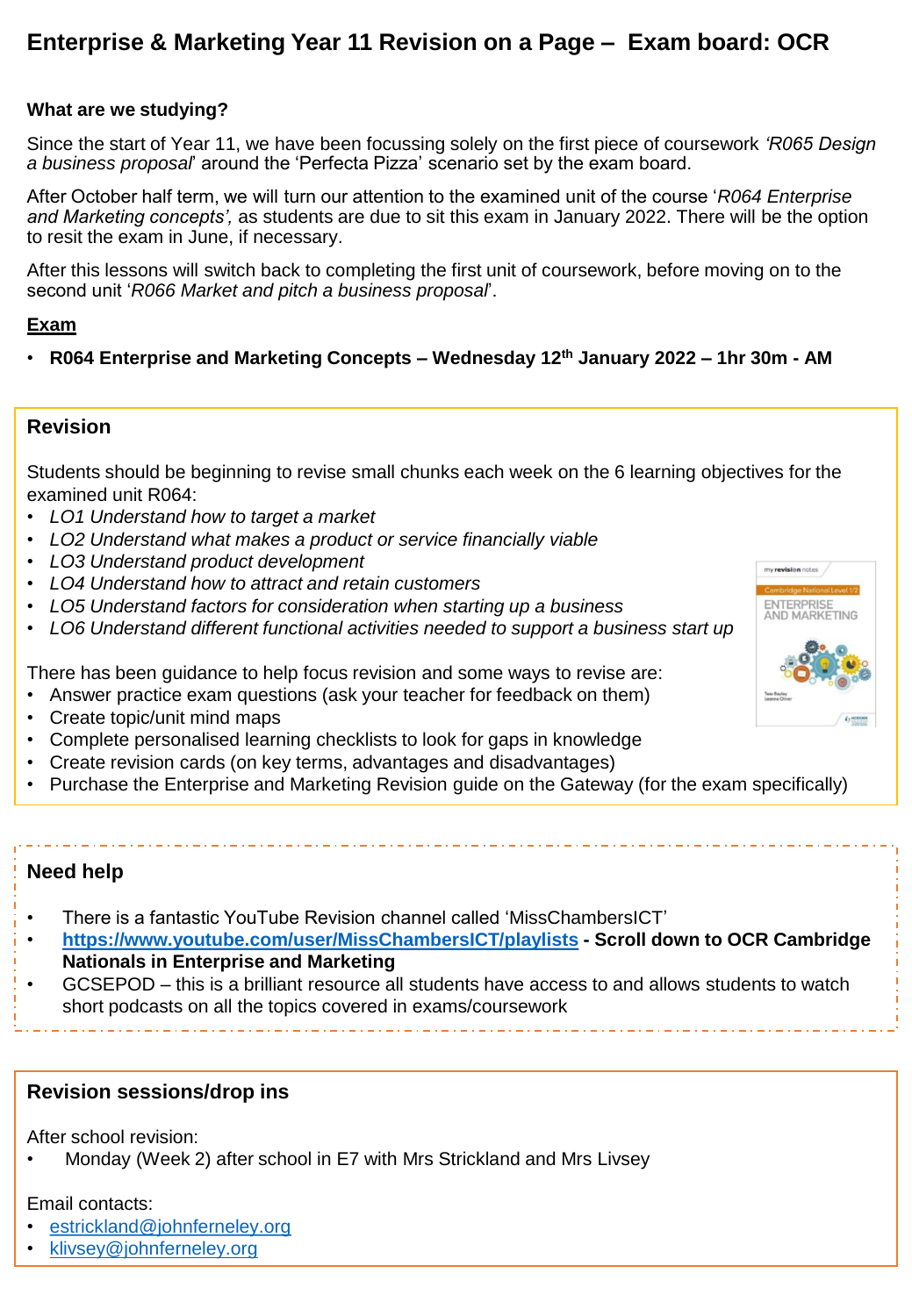# Enterprise & Marketing Year 11 Revision on a Page – Exam board: OCR

**What are we studying?**

Since the start of Year 11, we have been focussing solely on the first piece of coursework *'R065 Design a business proposal*' around the 'Perfecta Pizza' scenario set by the exam board.

After October half term, we will turn our attention to the examined unit of the course '*R064 Enterprise and Marketing concepts',* as students are due to sit this exam in January 2022. There will be the option to resit the exam in June, if necessary.

After this lessons will switch back to completing the first unit of coursework, before moving on to the second unit '*R066 Market and pitch a business proposal*'.

**Exam**

- **R064 Enterprise and Marketing Concepts – Wednesday 12th January 2022 – 1hr 30m - AM**

## Revision

Students should be beginning to revise small chunks each week on the 6 learning objectives for the examined unit R064:

- *LO1 Understand how to target a market*
- *LO2 Understand what makes a product or service financially viable*
- *LO3 Understand product development*
- *LO4 Understand how to attract and retain customers*
- *LO5 Understand factors for consideration when starting up a business*
- *LO6 Understand different functional activities needed to support a business start up*

There has been guidance to help focus revision and some ways to revise are:

- Answer practice exam questions (ask your teacher for feedback on them)
- Create topic/unit mind maps
- Complete personalised learning checklists to look for gaps in knowledge
- Create revision cards (on key terms, advantages and disadvantages)
- Purchase the Enterprise and Marketing Revision guide on the Gateway (for the exam specifically)

## Need help

- There is a fantastic YouTube Revision channel called 'MissChambersICT'
- **https://www.youtube.com/user/MissChambersICT/playlists - Scroll down to OCR Cambridge Nationals in Enterprise and Marketing**
- GCSEPOD – this is a brilliant resource all students have access to and allows students to watch short podcasts on all the topics covered in exams/coursework

## Revision sessions/drop ins

After school revision:

- Monday (Week 2) after school in E7 with Mrs Strickland and Mrs Livsey

Email contacts:

- estrickland@johnferneley.org
- klivsey@johnferneley.org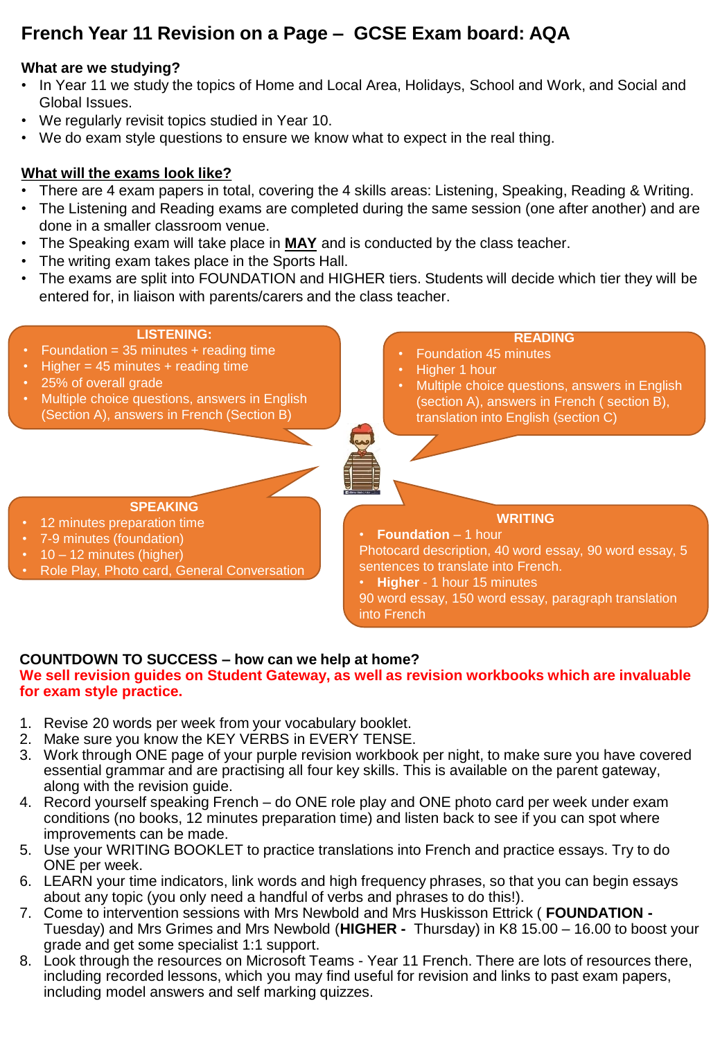# French Year 11 Revision on a Page – GCSE Exam board: AQA

**What are we studying?**

- In Year 11 we study the topics of Home and Local Area, Holidays, School and Work, and Social and Global Issues.
- We regularly revisit topics studied in Year 10.
- We do exam style questions to ensure we know what to expect in the real thing.

**What will the exams look like?**

- There are 4 exam papers in total, covering the 4 skills areas: Listening, Speaking, Reading & Writing.
- The Listening and Reading exams are completed during the same session (one after another) and are done in a smaller classroom venue.
- The Speaking exam will take place in **MAY** and is conducted by the class teacher.
- The writing exam takes place in the Sports Hall.
- The exams are split into FOUNDATION and HIGHER tiers. Students will decide which tier they will be entered for, in liaison with parents/carers and the class teacher.

**LISTENING:**

- Foundation = 35 minutes + reading time
- Higher = 45 minutes + reading time
- 25% of overall grade
- Multiple choice questions, answers in English (Section A), answers in French (Section B)

**READING**

- Foundation 45 minutes
- Higher 1 hour
- Multiple choice questions, answers in English (section A), answers in French ( section B), translation into English (section C)

**SPEAKING**

- 12 minutes preparation time
- 7-9 minutes (foundation)
- 10 – 12 minutes (higher)
- Role Play, Photo card, General Conversation

**WRITING**

- **Foundation** – 1 hour
  Photocard description, 40 word essay, 90 word essay, 5 sentences to translate into French.
- **Higher** - 1 hour 15 minutes
  90 word essay, 150 word essay, paragraph translation into French

**COUNTDOWN TO SUCCESS – how can we help at home?**

**We sell revision guides on Student Gateway, as well as revision workbooks which are invaluable for exam style practice.**

1. Revise 20 words per week from your vocabulary booklet.
2. Make sure you know the KEY VERBS in EVERY TENSE.
3. Work through ONE page of your purple revision workbook per night, to make sure you have covered essential grammar and are practising all four key skills. This is available on the parent gateway, along with the revision guide.
4. Record yourself speaking French – do ONE role play and ONE photo card per week under exam conditions (no books, 12 minutes preparation time) and listen back to see if you can spot where improvements can be made.
5. Use your WRITING BOOKLET to practice translations into French and practice essays. Try to do ONE per week.
6. LEARN your time indicators, link words and high frequency phrases, so that you can begin essays about any topic (you only need a handful of verbs and phrases to do this!).
7. Come to intervention sessions with Mrs Newbold and Mrs Huskisson Ettrick ( **FOUNDATION -** Tuesday) and Mrs Grimes and Mrs Newbold (**HIGHER -** Thursday) in K8 15.00 – 16.00 to boost your grade and get some specialist 1:1 support.
8. Look through the resources on Microsoft Teams - Year 11 French. There are lots of resources there, including recorded lessons, which you may find useful for revision and links to past exam papers, including model answers and self marking quizzes.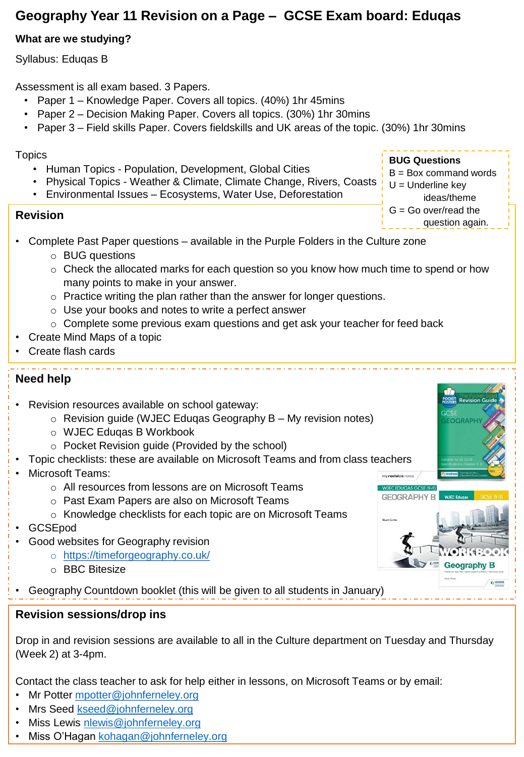# Geography Year 11 Revision on a Page – GCSE Exam board: Eduqas

**What are we studying?**

Syllabus: Eduqas B

Assessment is all exam based. 3 Papers.

- Paper 1 – Knowledge Paper. Covers all topics. (40%) 1hr 45mins
- Paper 2 – Decision Making Paper. Covers all topics. (30%) 1hr 30mins
- Paper 3 – Field skills Paper. Covers fieldskills and UK areas of the topic. (30%) 1hr 30mins

Topics

- Human Topics - Population, Development, Global Cities
- Physical Topics - Weather & Climate, Climate Change, Rivers, Coasts
- Environmental Issues – Ecosystems, Water Use, Deforestation

**BUG Questions**
B = Box command words
U = Underline key ideas/theme
G = Go over/read the question again.

## Revision

- Complete Past Paper questions – available in the Purple Folders in the Culture zone
  - BUG questions
  - Check the allocated marks for each question so you know how much time to spend or how many points to make in your answer.
  - Practice writing the plan rather than the answer for longer questions.
  - Use your books and notes to write a perfect answer
  - Complete some previous exam questions and get ask your teacher for feed back
- Create Mind Maps of a topic
- Create flash cards

## Need help

- Revision resources available on school gateway:
  - Revision guide (WJEC Eduqas Geography B – My revision notes)
  - WJEC Eduqas B Workbook
  - Pocket Revision guide (Provided by the school)
- Topic checklists: these are available on Microsoft Teams and from class teachers
- Microsoft Teams:
  - All resources from lessons are on Microsoft Teams
  - Past Exam Papers are also on Microsoft Teams
  - Knowledge checklists for each topic are on Microsoft Teams
- GCSEpod
- Good websites for Geography revision
  - https://timeforgeography.co.uk/
  - BBC Bitesize
- Geography Countdown booklet (this will be given to all students in January)

## Revision sessions/drop ins

Drop in and revision sessions are available to all in the Culture department on Tuesday and Thursday (Week 2) at 3-4pm.

Contact the class teacher to ask for help either in lessons, on Microsoft Teams or by email:

- Mr Potter mpotter@johnferneley.org
- Mrs Seed kseed@johnferneley.org
- Miss Lewis nlewis@johnferneley.org
- Miss O'Hagan kohagan@johnferneley.org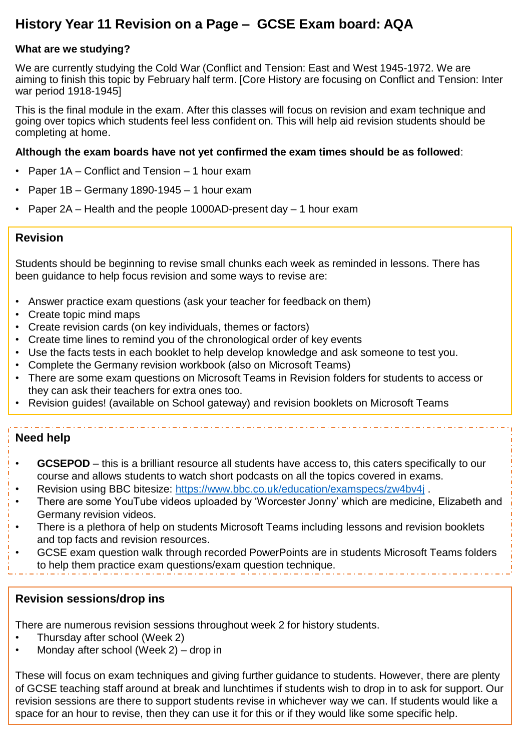# History Year 11 Revision on a Page – GCSE Exam board: AQA

**What are we studying?**

We are currently studying the Cold War (Conflict and Tension: East and West 1945-1972. We are aiming to finish this topic by February half term. [Core History are focusing on Conflict and Tension: Inter war period 1918-1945]

This is the final module in the exam. After this classes will focus on revision and exam technique and going over topics which students feel less confident on. This will help aid revision students should be completing at home.

**Although the exam boards have not yet confirmed the exam times should be as followed**:

- Paper 1A – Conflict and Tension – 1 hour exam
- Paper 1B – Germany 1890-1945 – 1 hour exam
- Paper 2A – Health and the people 1000AD-present day – 1 hour exam

## Revision

Students should be beginning to revise small chunks each week as reminded in lessons. There has been guidance to help focus revision and some ways to revise are:

- Answer practice exam questions (ask your teacher for feedback on them)
- Create topic mind maps
- Create revision cards (on key individuals, themes or factors)
- Create time lines to remind you of the chronological order of key events
- Use the facts tests in each booklet to help develop knowledge and ask someone to test you.
- Complete the Germany revision workbook (also on Microsoft Teams)
- There are some exam questions on Microsoft Teams in Revision folders for students to access or they can ask their teachers for extra ones too.
- Revision guides! (available on School gateway) and revision booklets on Microsoft Teams

## Need help

- **GCSEPOD** – this is a brilliant resource all students have access to, this caters specifically to our course and allows students to watch short podcasts on all the topics covered in exams.
- Revision using BBC bitesize: https://www.bbc.co.uk/education/examspecs/zw4bv4j .
- There are some YouTube videos uploaded by 'Worcester Jonny' which are medicine, Elizabeth and Germany revision videos.
- There is a plethora of help on students Microsoft Teams including lessons and revision booklets and top facts and revision resources.
- GCSE exam question walk through recorded PowerPoints are in students Microsoft Teams folders to help them practice exam questions/exam question technique.

## Revision sessions/drop ins

There are numerous revision sessions throughout week 2 for history students.

- Thursday after school (Week 2)
- Monday after school (Week 2) – drop in

These will focus on exam techniques and giving further guidance to students. However, there are plenty of GCSE teaching staff around at break and lunchtimes if students wish to drop in to ask for support. Our revision sessions are there to support students revise in whichever way we can. If students would like a space for an hour to revise, then they can use it for this or if they would like some specific help.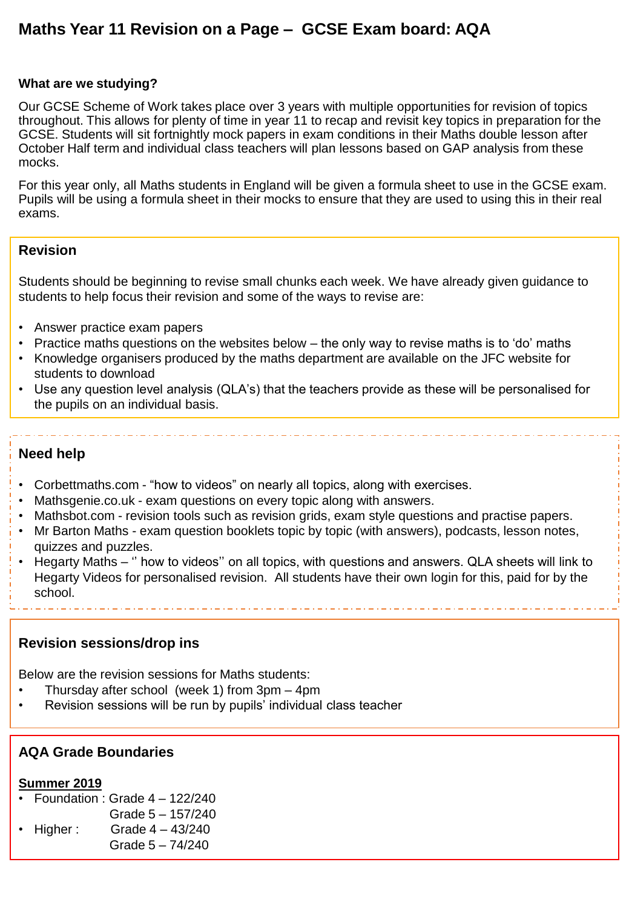# Maths Year 11 Revision on a Page – GCSE Exam board: AQA

**What are we studying?**

Our GCSE Scheme of Work takes place over 3 years with multiple opportunities for revision of topics throughout. This allows for plenty of time in year 11 to recap and revisit key topics in preparation for the GCSE. Students will sit fortnightly mock papers in exam conditions in their Maths double lesson after October Half term and individual class teachers will plan lessons based on GAP analysis from these mocks.

For this year only, all Maths students in England will be given a formula sheet to use in the GCSE exam. Pupils will be using a formula sheet in their mocks to ensure that they are used to using this in their real exams.

## Revision

Students should be beginning to revise small chunks each week. We have already given guidance to students to help focus their revision and some of the ways to revise are:

- Answer practice exam papers
- Practice maths questions on the websites below – the only way to revise maths is to 'do' maths
- Knowledge organisers produced by the maths department are available on the JFC website for students to download
- Use any question level analysis (QLA's) that the teachers provide as these will be personalised for the pupils on an individual basis.

## Need help

- Corbettmaths.com - "how to videos" on nearly all topics, along with exercises.
- Mathsgenie.co.uk - exam questions on every topic along with answers.
- Mathsbot.com - revision tools such as revision grids, exam style questions and practise papers.
- Mr Barton Maths - exam question booklets topic by topic (with answers), podcasts, lesson notes, quizzes and puzzles.
- Hegarty Maths – '' how to videos'' on all topics, with questions and answers. QLA sheets will link to Hegarty Videos for personalised revision. All students have their own login for this, paid for by the school.

## Revision sessions/drop ins

Below are the revision sessions for Maths students:

- Thursday after school (week 1) from 3pm – 4pm
- Revision sessions will be run by pupils' individual class teacher

## AQA Grade Boundaries

**Summer 2019**

- Foundation : Grade 4 – 122/240
  Grade 5 – 157/240
- Higher : Grade 4 – 43/240
  Grade 5 – 74/240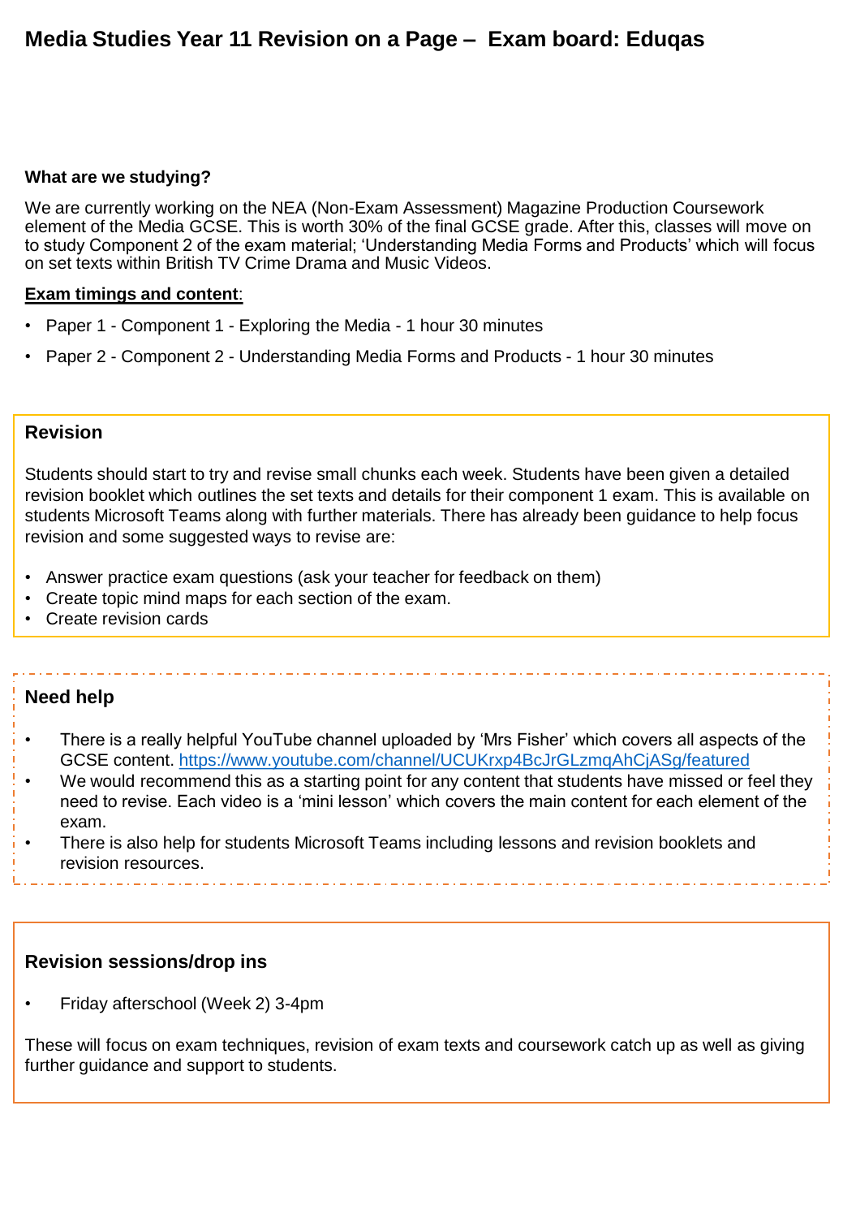# Media Studies Year 11 Revision on a Page – Exam board: Eduqas

**What are we studying?**

We are currently working on the NEA (Non-Exam Assessment) Magazine Production Coursework element of the Media GCSE. This is worth 30% of the final GCSE grade. After this, classes will move on to study Component 2 of the exam material; 'Understanding Media Forms and Products' which will focus on set texts within British TV Crime Drama and Music Videos.

**<u>Exam timings and content</u>**:

- Paper 1 - Component 1 - Exploring the Media - 1 hour 30 minutes
- Paper 2 - Component 2 - Understanding Media Forms and Products - 1 hour 30 minutes

## Revision

Students should start to try and revise small chunks each week. Students have been given a detailed revision booklet which outlines the set texts and details for their component 1 exam. This is available on students Microsoft Teams along with further materials. There has already been guidance to help focus revision and some suggested ways to revise are:

- Answer practice exam questions (ask your teacher for feedback on them)
- Create topic mind maps for each section of the exam.
- Create revision cards

## Need help

- There is a really helpful YouTube channel uploaded by 'Mrs Fisher' which covers all aspects of the GCSE content. https://www.youtube.com/channel/UCUKrxp4BcJrGLzmqAhCjASg/featured
- We would recommend this as a starting point for any content that students have missed or feel they need to revise. Each video is a 'mini lesson' which covers the main content for each element of the exam.
- There is also help for students Microsoft Teams including lessons and revision booklets and revision resources.

## Revision sessions/drop ins

- Friday afterschool (Week 2) 3-4pm

These will focus on exam techniques, revision of exam texts and coursework catch up as well as giving further guidance and support to students.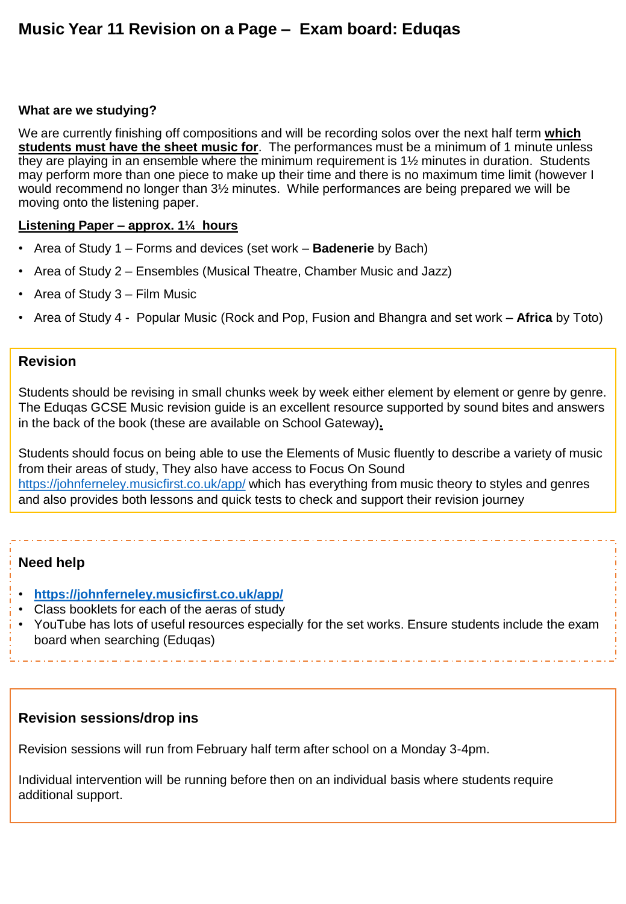# Music Year 11 Revision on a Page – Exam board: Eduqas

**What are we studying?**

We are currently finishing off compositions and will be recording solos over the next half term **which students must have the sheet music for**. The performances must be a minimum of 1 minute unless they are playing in an ensemble where the minimum requirement is 1½ minutes in duration. Students may perform more than one piece to make up their time and there is no maximum time limit (however I would recommend no longer than 3½ minutes. While performances are being prepared we will be moving onto the listening paper.

**Listening Paper – approx. 1¼ hours**

- Area of Study 1 – Forms and devices (set work – **Badenerie** by Bach)
- Area of Study 2 – Ensembles (Musical Theatre, Chamber Music and Jazz)
- Area of Study 3 – Film Music
- Area of Study 4 - Popular Music (Rock and Pop, Fusion and Bhangra and set work – **Africa** by Toto)

## Revision

Students should be revising in small chunks week by week either element by element or genre by genre. The Eduqas GCSE Music revision guide is an excellent resource supported by sound bites and answers in the back of the book (these are available on School Gateway).

Students should focus on being able to use the Elements of Music fluently to describe a variety of music from their areas of study, They also have access to Focus On Sound https://johnferneley.musicfirst.co.uk/app/ which has everything from music theory to styles and genres and also provides both lessons and quick tests to check and support their revision journey

## Need help

- **https://johnferneley.musicfirst.co.uk/app/**
- Class booklets for each of the aeras of study
- YouTube has lots of useful resources especially for the set works. Ensure students include the exam board when searching (Eduqas)

## Revision sessions/drop ins

Revision sessions will run from February half term after school on a Monday 3-4pm.

Individual intervention will be running before then on an individual basis where students require additional support.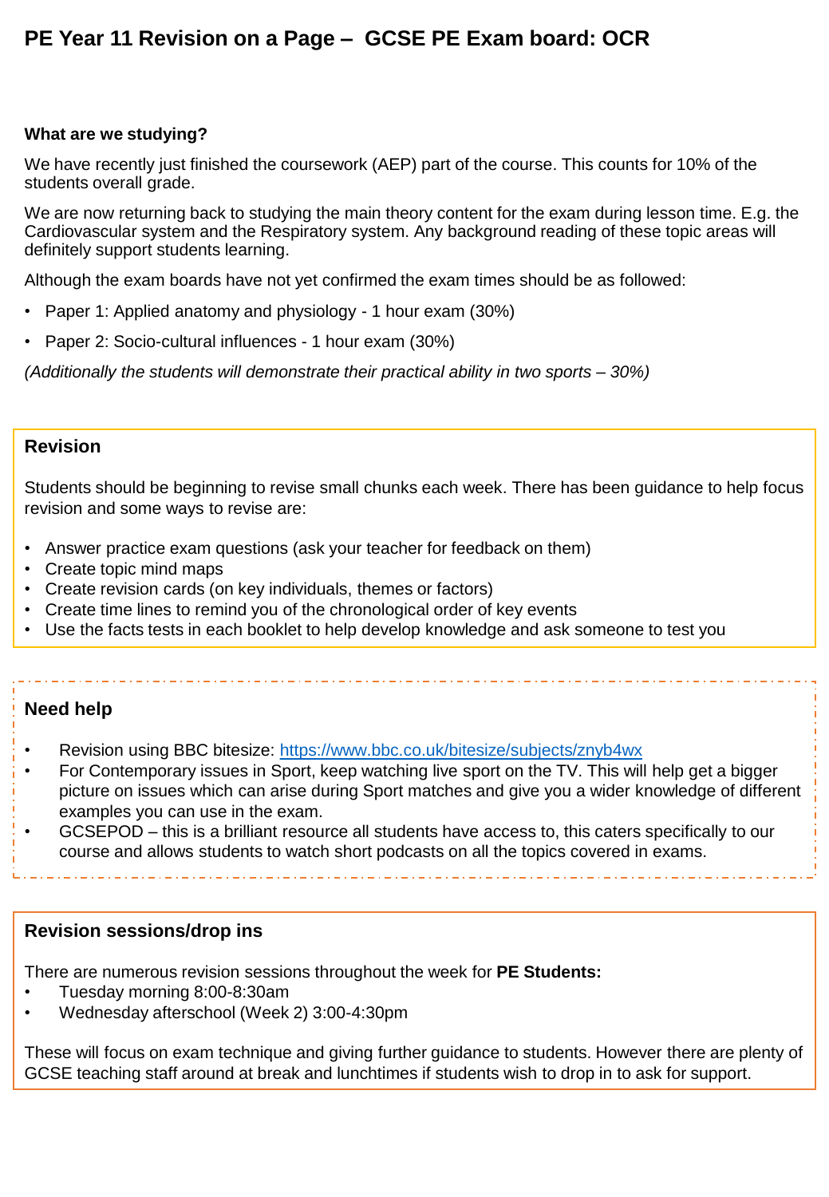# PE Year 11 Revision on a Page – GCSE PE Exam board: OCR

**What are we studying?**

We have recently just finished the coursework (AEP) part of the course. This counts for 10% of the students overall grade.

We are now returning back to studying the main theory content for the exam during lesson time. E.g. the Cardiovascular system and the Respiratory system. Any background reading of these topic areas will definitely support students learning.

Although the exam boards have not yet confirmed the exam times should be as followed:

- Paper 1: Applied anatomy and physiology - 1 hour exam (30%)
- Paper 2: Socio-cultural influences - 1 hour exam (30%)

*(Additionally the students will demonstrate their practical ability in two sports – 30%)*

## Revision

Students should be beginning to revise small chunks each week. There has been guidance to help focus revision and some ways to revise are:

- Answer practice exam questions (ask your teacher for feedback on them)
- Create topic mind maps
- Create revision cards (on key individuals, themes or factors)
- Create time lines to remind you of the chronological order of key events
- Use the facts tests in each booklet to help develop knowledge and ask someone to test you

## Need help

- Revision using BBC bitesize: https://www.bbc.co.uk/bitesize/subjects/znyb4wx
- For Contemporary issues in Sport, keep watching live sport on the TV. This will help get a bigger picture on issues which can arise during Sport matches and give you a wider knowledge of different examples you can use in the exam.
- GCSEPOD – this is a brilliant resource all students have access to, this caters specifically to our course and allows students to watch short podcasts on all the topics covered in exams.

## Revision sessions/drop ins

There are numerous revision sessions throughout the week for **PE Students:**

- Tuesday morning 8:00-8:30am
- Wednesday afterschool (Week 2) 3:00-4:30pm

These will focus on exam technique and giving further guidance to students. However there are plenty of GCSE teaching staff around at break and lunchtimes if students wish to drop in to ask for support.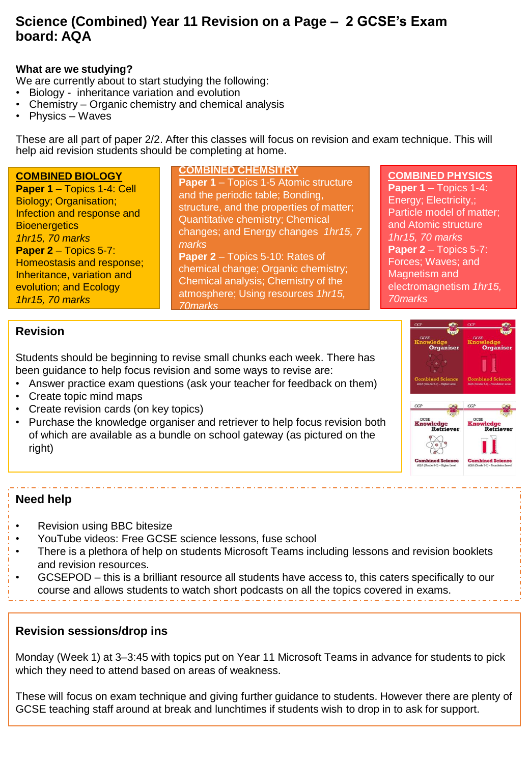# Science (Combined) Year 11 Revision on a Page – 2 GCSE's Exam board: AQA

**What are we studying?**

We are currently about to start studying the following:

- Biology - inheritance variation and evolution
- Chemistry – Organic chemistry and chemical analysis
- Physics – Waves

These are all part of paper 2/2. After this classes will focus on revision and exam technique. This will help aid revision students should be completing at home.

**COMBINED BIOLOGY**

**Paper 1** – Topics 1-4: Cell Biology; Organisation; Infection and response and Bioenergetics
*1hr15, 70 marks*

**Paper 2** – Topics 5-7: Homeostasis and response; Inheritance, variation and evolution; and Ecology
*1hr15, 70 marks*

**COMBINED CHEMSITRY**

**Paper 1** – Topics 1-5 Atomic structure and the periodic table; Bonding, structure, and the properties of matter; Quantitative chemistry; Chemical changes; and Energy changes *1hr15, 7 marks*

**Paper 2** – Topics 5-10: Rates of chemical change; Organic chemistry; Chemical analysis; Chemistry of the atmosphere; Using resources *1hr15, 70marks*

**COMBINED PHYSICS**

**Paper 1** – Topics 1-4: Energy; Electricity,; Particle model of matter; and Atomic structure
*1hr15, 70 marks*

**Paper 2** – Topics 5-7: Forces; Waves; and Magnetism and electromagnetism *1hr15, 70marks*

## Revision

Students should be beginning to revise small chunks each week. There has been guidance to help focus revision and some ways to revise are:

- Answer practice exam questions (ask your teacher for feedback on them)
- Create topic mind maps
- Create revision cards (on key topics)
- Purchase the knowledge organiser and retriever to help focus revision both of which are available as a bundle on school gateway (as pictured on the right)

## Need help

- Revision using BBC bitesize
- YouTube videos: Free GCSE science lessons, fuse school
- There is a plethora of help on students Microsoft Teams including lessons and revision booklets and revision resources.
- GCSEPOD – this is a brilliant resource all students have access to, this caters specifically to our course and allows students to watch short podcasts on all the topics covered in exams.

## Revision sessions/drop ins

Monday (Week 1) at 3–3:45 with topics put on Year 11 Microsoft Teams in advance for students to pick which they need to attend based on areas of weakness.

These will focus on exam technique and giving further guidance to students. However there are plenty of GCSE teaching staff around at break and lunchtimes if students wish to drop in to ask for support.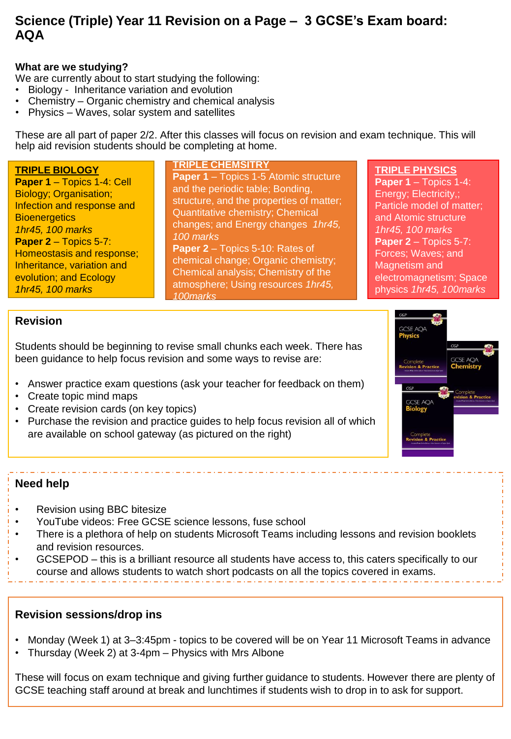# Science (Triple) Year 11 Revision on a Page – 3 GCSE's Exam board: AQA

**What are we studying?**

We are currently about to start studying the following:

- Biology - Inheritance variation and evolution
- Chemistry – Organic chemistry and chemical analysis
- Physics – Waves, solar system and satellites

These are all part of paper 2/2. After this classes will focus on revision and exam technique. This will help aid revision students should be completing at home.

**TRIPLE BIOLOGY**

**Paper 1** – Topics 1-4: Cell Biology; Organisation; Infection and response and Bioenergetics
*1hr45, 100 marks*

**Paper 2** – Topics 5-7: Homeostasis and response; Inheritance, variation and evolution; and Ecology
*1hr45, 100 marks*

**TRIPLE CHEMSITRY**

**Paper 1** – Topics 1-5 Atomic structure and the periodic table; Bonding, structure, and the properties of matter; Quantitative chemistry; Chemical changes; and Energy changes *1hr45, 100 marks*

**Paper 2** – Topics 5-10: Rates of chemical change; Organic chemistry; Chemical analysis; Chemistry of the atmosphere; Using resources *1hr45, 100marks*

**TRIPLE PHYSICS**

**Paper 1** – Topics 1-4: Energy; Electricity,; Particle model of matter; and Atomic structure
*1hr45, 100 marks*

**Paper 2** – Topics 5-7: Forces; Waves; and Magnetism and electromagnetism; Space physics *1hr45, 100marks*

## Revision

Students should be beginning to revise small chunks each week. There has been guidance to help focus revision and some ways to revise are:

- Answer practice exam questions (ask your teacher for feedback on them)
- Create topic mind maps
- Create revision cards (on key topics)
- Purchase the revision and practice guides to help focus revision all of which are available on school gateway (as pictured on the right)

## Need help

- Revision using BBC bitesize
- YouTube videos: Free GCSE science lessons, fuse school
- There is a plethora of help on students Microsoft Teams including lessons and revision booklets and revision resources.
- GCSEPOD – this is a brilliant resource all students have access to, this caters specifically to our course and allows students to watch short podcasts on all the topics covered in exams.

## Revision sessions/drop ins

- Monday (Week 1) at 3–3:45pm - topics to be covered will be on Year 11 Microsoft Teams in advance
- Thursday (Week 2) at 3-4pm – Physics with Mrs Albone

These will focus on exam technique and giving further guidance to students. However there are plenty of GCSE teaching staff around at break and lunchtimes if students wish to drop in to ask for support.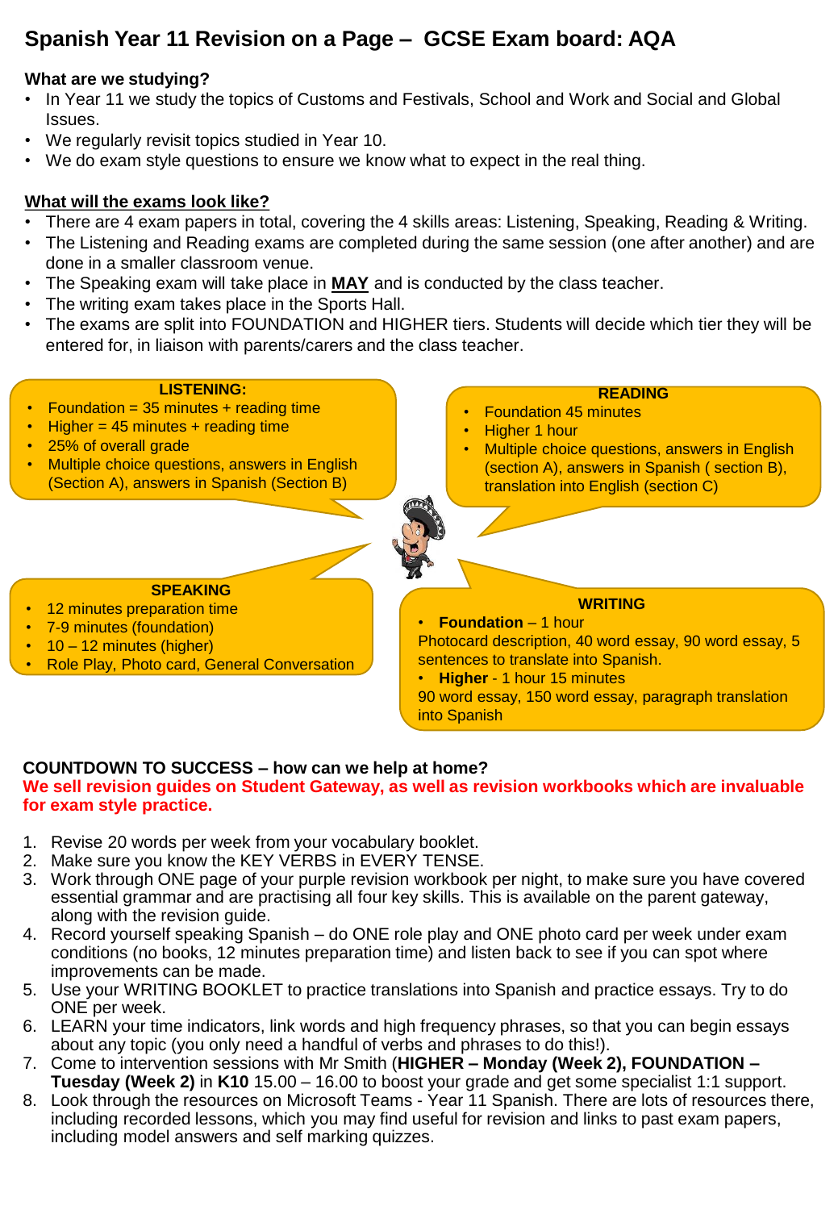# Spanish Year 11 Revision on a Page – GCSE Exam board: AQA

**What are we studying?**

- In Year 11 we study the topics of Customs and Festivals, School and Work and Social and Global Issues.
- We regularly revisit topics studied in Year 10.
- We do exam style questions to ensure we know what to expect in the real thing.

**What will the exams look like?**

- There are 4 exam papers in total, covering the 4 skills areas: Listening, Speaking, Reading & Writing.
- The Listening and Reading exams are completed during the same session (one after another) and are done in a smaller classroom venue.
- The Speaking exam will take place in **MAY** and is conducted by the class teacher.
- The writing exam takes place in the Sports Hall.
- The exams are split into FOUNDATION and HIGHER tiers. Students will decide which tier they will be entered for, in liaison with parents/carers and the class teacher.

**LISTENING:**

- Foundation = 35 minutes + reading time
- Higher = 45 minutes + reading time
- 25% of overall grade
- Multiple choice questions, answers in English (Section A), answers in Spanish (Section B)

**READING**

- Foundation 45 minutes
- Higher 1 hour
- Multiple choice questions, answers in English (section A), answers in Spanish ( section B), translation into English (section C)

**SPEAKING**

- 12 minutes preparation time
- 7-9 minutes (foundation)
- 10 – 12 minutes (higher)
- Role Play, Photo card, General Conversation

**WRITING**

- **Foundation** – 1 hour

Photocard description, 40 word essay, 90 word essay, 5 sentences to translate into Spanish.

- **Higher** - 1 hour 15 minutes

90 word essay, 150 word essay, paragraph translation into Spanish

**COUNTDOWN TO SUCCESS – how can we help at home?**

**We sell revision guides on Student Gateway, as well as revision workbooks which are invaluable for exam style practice.**

1. Revise 20 words per week from your vocabulary booklet.
2. Make sure you know the KEY VERBS in EVERY TENSE.
3. Work through ONE page of your purple revision workbook per night, to make sure you have covered essential grammar and are practising all four key skills. This is available on the parent gateway, along with the revision guide.
4. Record yourself speaking Spanish – do ONE role play and ONE photo card per week under exam conditions (no books, 12 minutes preparation time) and listen back to see if you can spot where improvements can be made.
5. Use your WRITING BOOKLET to practice translations into Spanish and practice essays. Try to do ONE per week.
6. LEARN your time indicators, link words and high frequency phrases, so that you can begin essays about any topic (you only need a handful of verbs and phrases to do this!).
7. Come to intervention sessions with Mr Smith (**HIGHER – Monday (Week 2), FOUNDATION – Tuesday (Week 2)** in **K10** 15.00 – 16.00 to boost your grade and get some specialist 1:1 support.
8. Look through the resources on Microsoft Teams - Year 11 Spanish. There are lots of resources there, including recorded lessons, which you may find useful for revision and links to past exam papers, including model answers and self marking quizzes.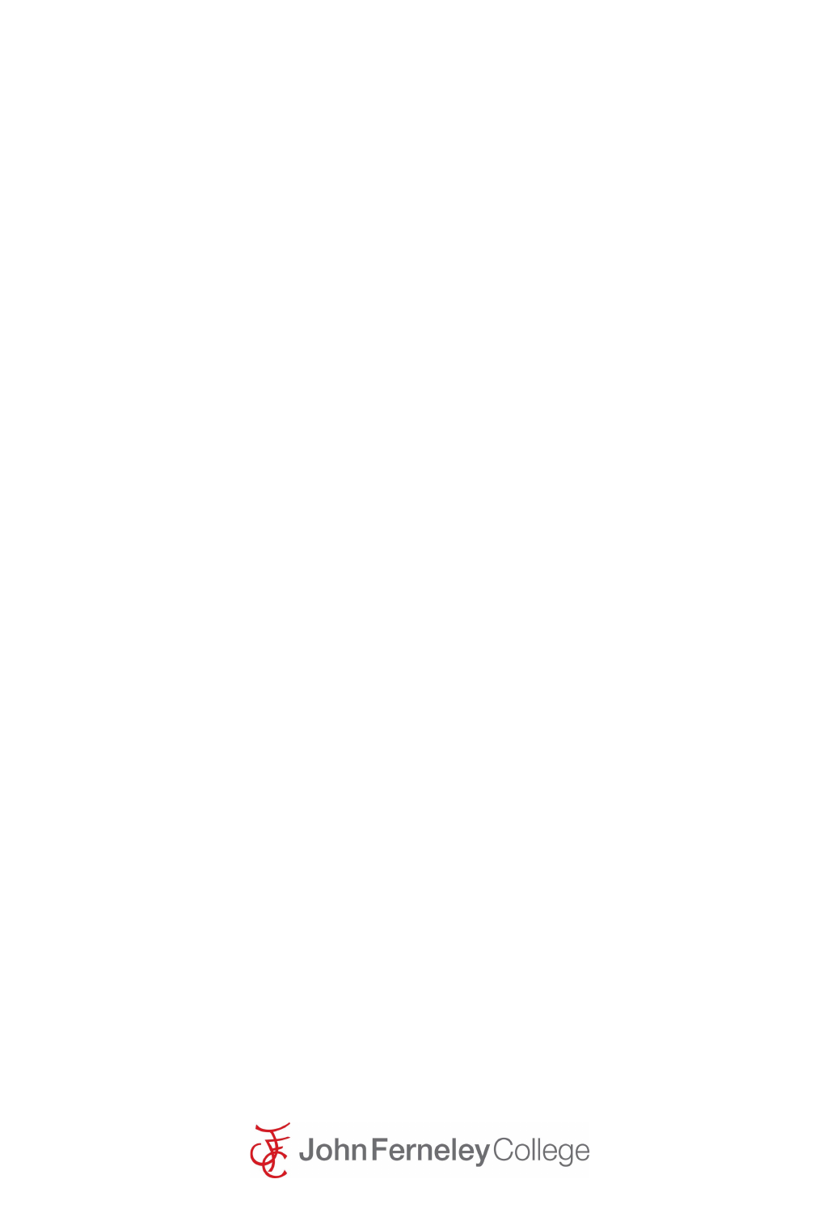John Ferneley College